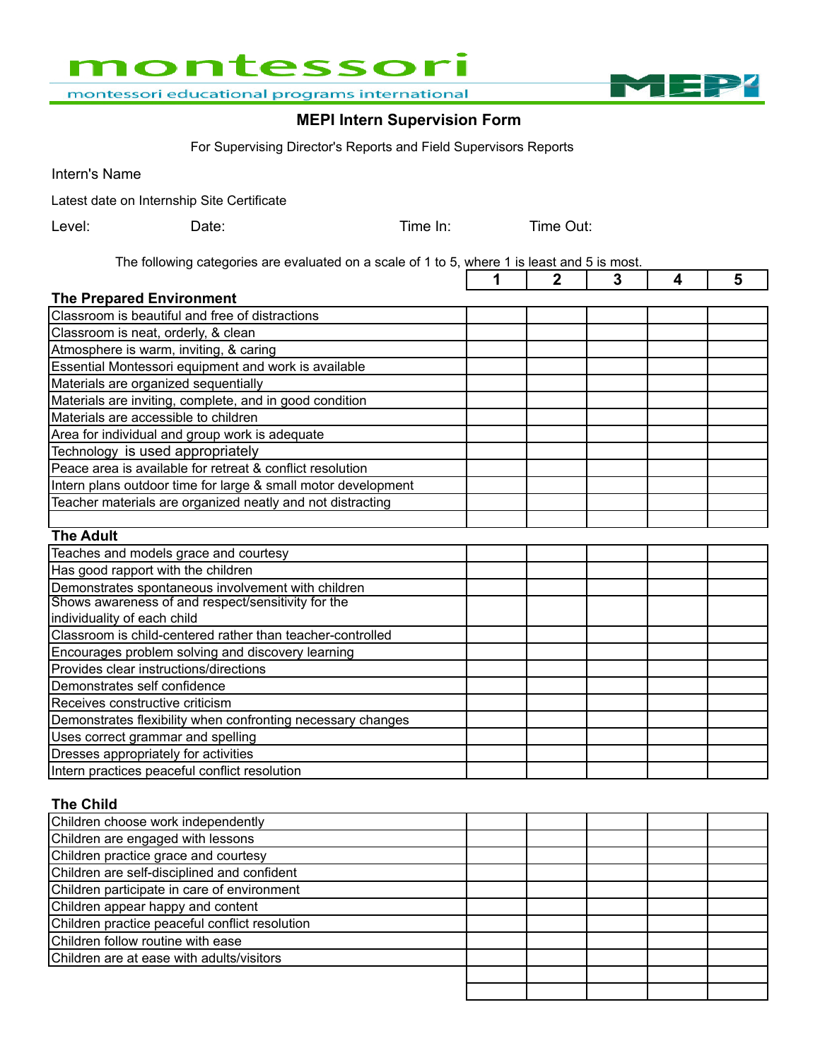montessori

montessori educational programs international

MEPI

# MEPI Intern Supervision Form

For Supervising Director's Reports and Field Supervisors Reports

Intern's Name

Latest date on Internship Site Certificate

Level: Date: Time In: Time Out:

The following categories are evaluated on a scale of 1 to 5, where 1 is least and 5 is most.

| | 1 | 2 | 3 | 4 | 5 |
|---|---|---|---|---|---|
| **The Prepared Environment** | | | | | |
| Classroom is beautiful and free of distractions | | | | | |
| Classroom is neat, orderly, & clean | | | | | |
| Atmosphere is warm, inviting, & caring | | | | | |
| Essential Montessori equipment and work is available | | | | | |
| Materials are organized sequentially | | | | | |
| Materials are inviting, complete, and in good condition | | | | | |
| Materials are accessible to children | | | | | |
| Area for individual and group work is adequate | | | | | |
| Technology is used appropriately | | | | | |
| Peace area is available for retreat & conflict resolution | | | | | |
| Intern plans outdoor time for large & small motor development | | | | | |
| Teacher materials are organized neatly and not distracting | | | | | |
| | | | | | |
| **The Adult** | | | | | |
| Teaches and models grace and courtesy | | | | | |
| Has good rapport with the children | | | | | |
| Demonstrates spontaneous involvement with children | | | | | |
| Shows awareness of and respect/sensitivity for the individuality of each child | | | | | |
| Classroom is child-centered rather than teacher-controlled | | | | | |
| Encourages problem solving and discovery learning | | | | | |
| Provides clear instructions/directions | | | | | |
| Demonstrates self confidence | | | | | |
| Receives constructive criticism | | | | | |
| Demonstrates flexibility when confronting necessary changes | | | | | |
| Uses correct grammar and spelling | | | | | |
| Dresses appropriately for activities | | | | | |
| Intern practices peaceful conflict resolution | | | | | |
| **The Child** | | | | | |
| Children choose work independently | | | | | |
| Children are engaged with lessons | | | | | |
| Children practice grace and courtesy | | | | | |
| Children are self-disciplined and confident | | | | | |
| Children participate in care of environment | | | | | |
| Children appear happy and content | | | | | |
| Children practice peaceful conflict resolution | | | | | |
| Children follow routine with ease | | | | | |
| Children are at ease with adults/visitors | | | | | |
| | | | | | |
| | | | | | |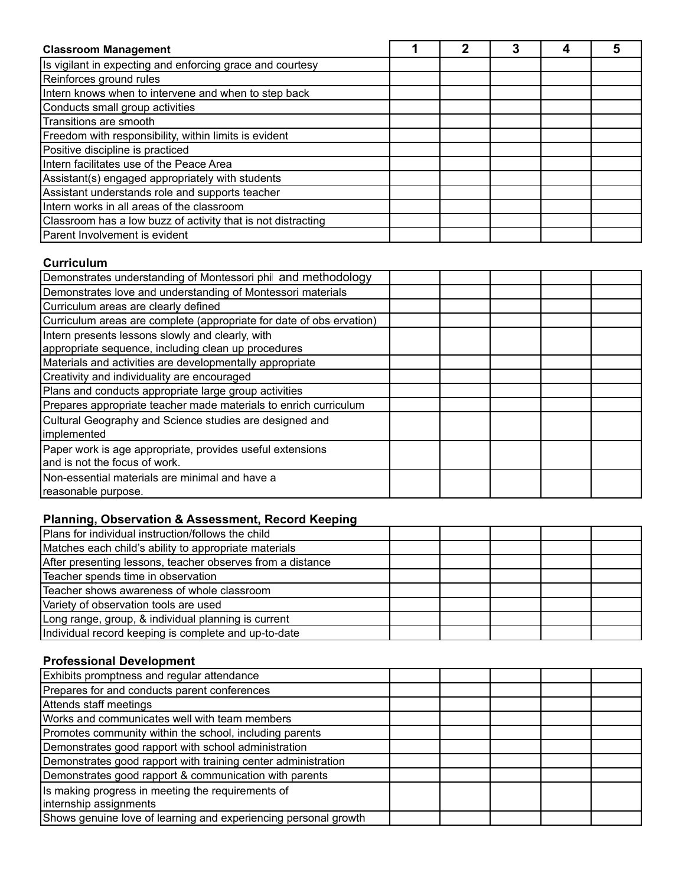| Classroom Management | 1 | 2 | 3 | 4 | 5 |
|---|---|---|---|---|---|
| Is vigilant in expecting and enforcing grace and courtesy | | | | | |
| Reinforces ground rules | | | | | |
| Intern knows when to intervene and when to step back | | | | | |
| Conducts small group activities | | | | | |
| Transitions are smooth | | | | | |
| Freedom with responsibility, within limits is evident | | | | | |
| Positive discipline is practiced | | | | | |
| Intern facilitates use of the Peace Area | | | | | |
| Assistant(s) engaged appropriately with students | | | | | |
| Assistant understands role and supports teacher | | | | | |
| Intern works in all areas of the classroom | | | | | |
| Classroom has a low buzz of activity that is not distracting | | | | | |
| Parent Involvement is evident | | | | | |

**Curriculum**

| | | | | | |
|---|---|---|---|---|---|
| Demonstrates understanding of Montessori phi and methodology | | | | | |
| Demonstrates love and understanding of Montessori materials | | | | | |
| Curriculum areas are clearly defined | | | | | |
| Curriculum areas are complete (appropriate for date of observation) | | | | | |
| Intern presents lessons slowly and clearly, with appropriate sequence, including clean up procedures | | | | | |
| Materials and activities are developmentally appropriate | | | | | |
| Creativity and individuality are encouraged | | | | | |
| Plans and conducts appropriate large group activities | | | | | |
| Prepares appropriate teacher made materials to enrich curriculum | | | | | |
| Cultural Geography and Science studies are designed and implemented | | | | | |
| Paper work is age appropriate, provides useful extensions and is not the focus of work. | | | | | |
| Non-essential materials are minimal and have a reasonable purpose. | | | | | |

**Planning, Observation & Assessment, Record Keeping**

| | | | | | |
|---|---|---|---|---|---|
| Plans for individual instruction/follows the child | | | | | |
| Matches each child's ability to appropriate materials | | | | | |
| After presenting lessons, teacher observes from a distance | | | | | |
| Teacher spends time in observation | | | | | |
| Teacher shows awareness of whole classroom | | | | | |
| Variety of observation tools are used | | | | | |
| Long range, group, & individual planning is current | | | | | |
| Individual record keeping is complete and up-to-date | | | | | |

**Professional Development**

| | | | | | |
|---|---|---|---|---|---|
| Exhibits promptness and regular attendance | | | | | |
| Prepares for and conducts parent conferences | | | | | |
| Attends staff meetings | | | | | |
| Works and communicates well with team members | | | | | |
| Promotes community within the school, including parents | | | | | |
| Demonstrates good rapport with school administration | | | | | |
| Demonstrates good rapport with training center administration | | | | | |
| Demonstrates good rapport & communication with parents | | | | | |
| Is making progress in meeting the requirements of internship assignments | | | | | |
| Shows genuine love of learning and experiencing personal growth | | | | | |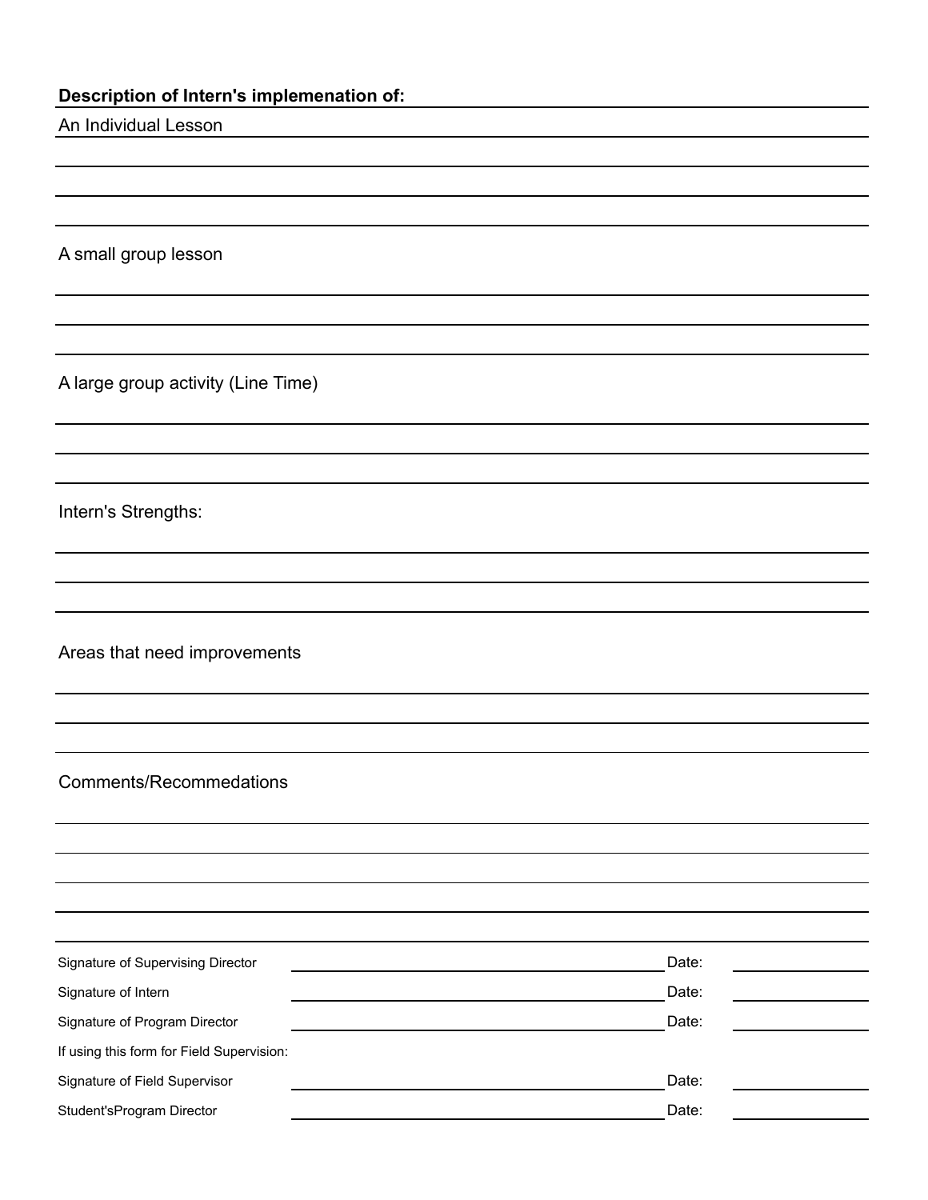**Description of Intern's implemenation of:**

An Individual Lesson

A small group lesson

A large group activity (Line Time)

Intern's Strengths:

Areas that need improvements

Comments/Recomedations

| | | | |
|---|---|---|---|
| Signature of Supervising Director | | Date: | |
| Signature of Intern | | Date: | |
| Signature of Program Director | | Date: | |
| If using this form for Field Supervision: | | | |
| Signature of Field Supervisor | | Date: | |
| Student'sProgram Director | | Date: | |